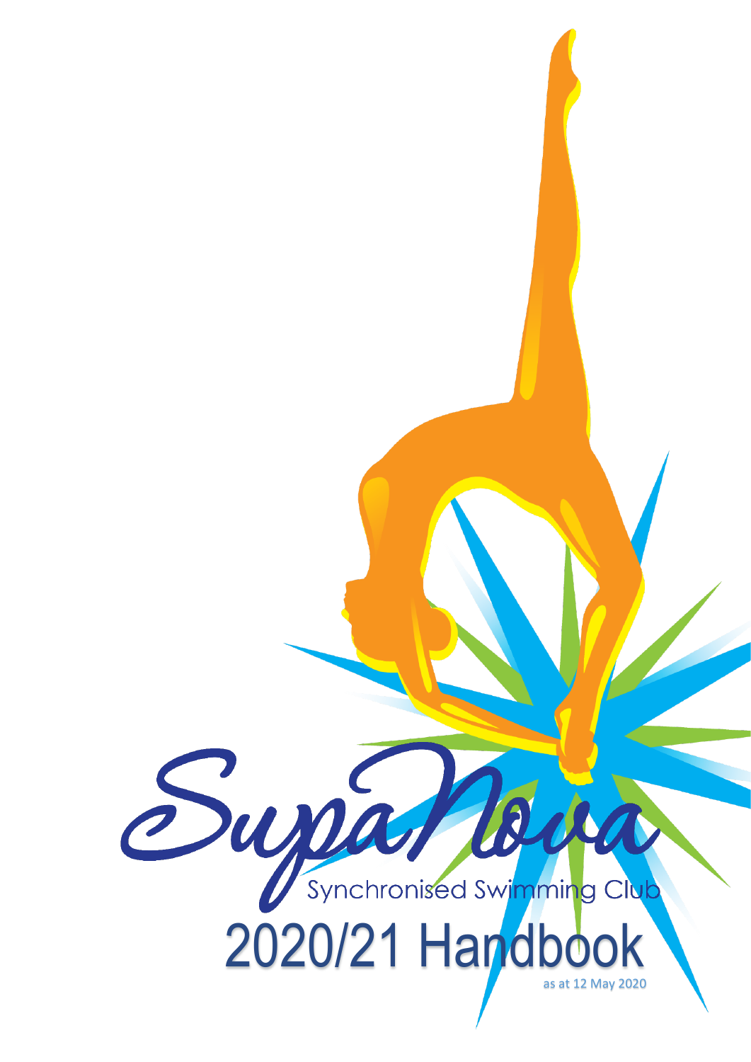# SupaNova

Synchronised Swimming Club

# 2020/21 Handbook

as at 12 May 2020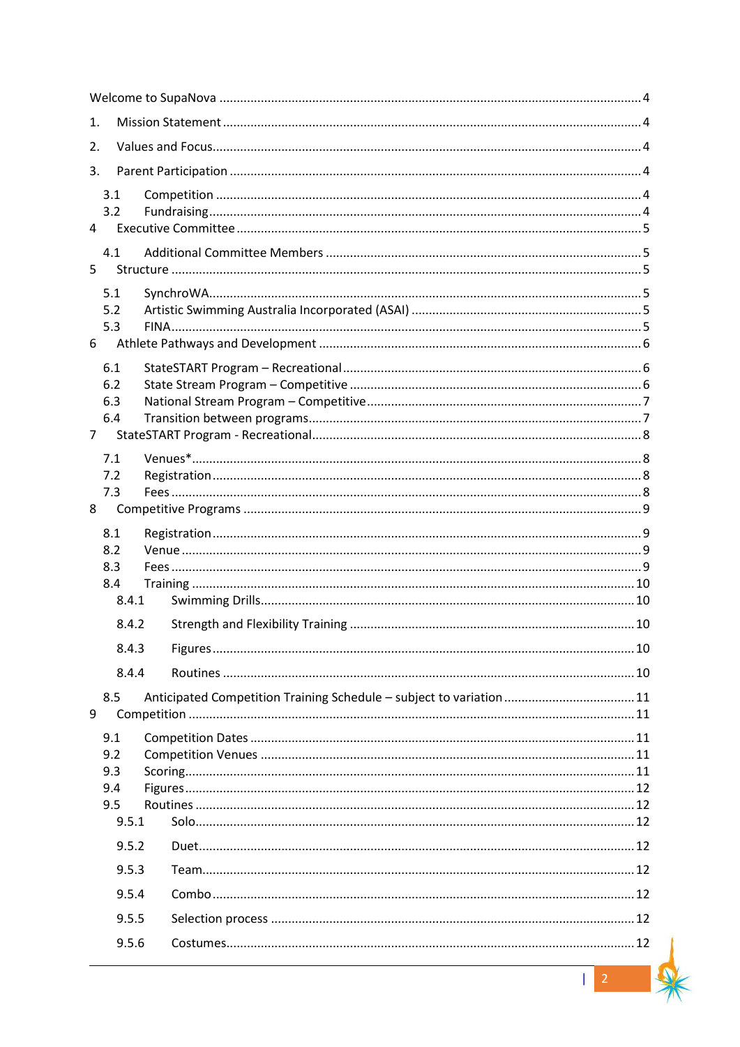Welcome to SupaNova ........ 4

1. Mission Statement ........ 4
2. Values and Focus ........ 4
3. Parent Participation ........ 4
   - 3.1 Competition ........ 4
   - 3.2 Fundraising ........ 4
4. Executive Committee ........ 5
   - 4.1 Additional Committee Members ........ 5
5. Structure ........ 5
   - 5.1 SynchroWA ........ 5
   - 5.2 Artistic Swimming Australia Incorporated (ASAI) ........ 5
   - 5.3 FINA ........ 5
6. Athlete Pathways and Development ........ 6
   - 6.1 StateSTART Program – Recreational ........ 6
   - 6.2 State Stream Program – Competitive ........ 6
   - 6.3 National Stream Program – Competitive ........ 7
   - 6.4 Transition between programs ........ 7
7. StateSTART Program - Recreational ........ 8
   - 7.1 Venues* ........ 8
   - 7.2 Registration ........ 8
   - 7.3 Fees ........ 8
8. Competitive Programs ........ 9
   - 8.1 Registration ........ 9
   - 8.2 Venue ........ 9
   - 8.3 Fees ........ 9
   - 8.4 Training ........ 10
     - 8.4.1 Swimming Drills ........ 10
     - 8.4.2 Strength and Flexibility Training ........ 10
     - 8.4.3 Figures ........ 10
     - 8.4.4 Routines ........ 10
   - 8.5 Anticipated Competition Training Schedule – subject to variation ........ 11
9. Competition ........ 11
   - 9.1 Competition Dates ........ 11
   - 9.2 Competition Venues ........ 11
   - 9.3 Scoring ........ 11
   - 9.4 Figures ........ 12
   - 9.5 Routines ........ 12
     - 9.5.1 Solo ........ 12
     - 9.5.2 Duet ........ 12
     - 9.5.3 Team ........ 12
     - 9.5.4 Combo ........ 12
     - 9.5.5 Selection process ........ 12
     - 9.5.6 Costumes ........ 12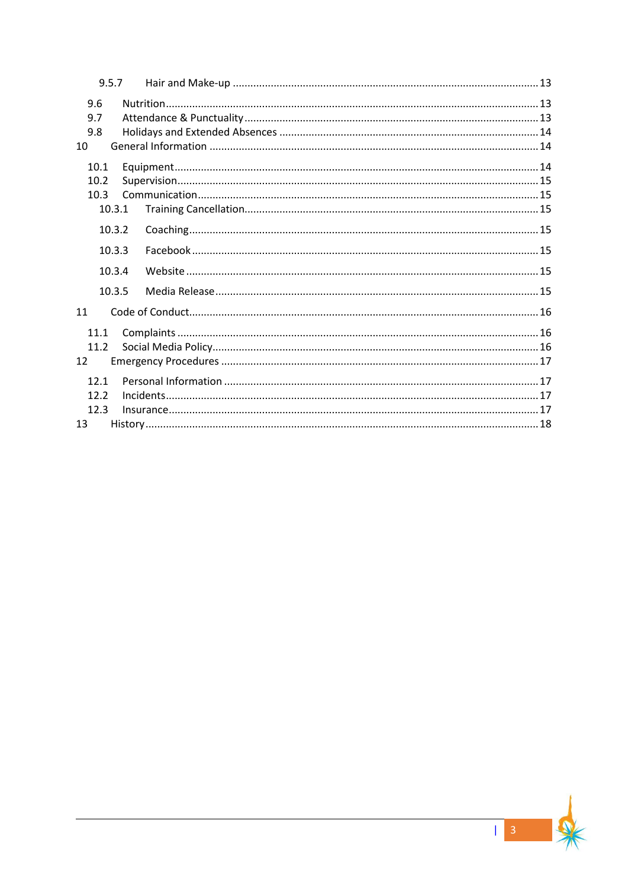9.5.7 Hair and Make-up ........................................................................................ 13

9.6 Nutrition ........................................................................................................ 13
9.7 Attendance & Punctuality ............................................................................. 13
9.8 Holidays and Extended Absences ................................................................. 14
10 General Information ........................................................................................ 14

10.1 Equipment .................................................................................................... 14
10.2 Supervision ................................................................................................... 15
10.3 Communication ............................................................................................ 15
10.3.1 Training Cancellation ................................................................................ 15

10.3.2 Coaching ................................................................................................... 15

10.3.3 Facebook .................................................................................................. 15

10.3.4 Website ..................................................................................................... 15

10.3.5 Media Release .......................................................................................... 15

11 Code of Conduct .............................................................................................. 16

11.1 Complaints ................................................................................................... 16
11.2 Social Media Policy ...................................................................................... 16
12 Emergency Procedures .................................................................................... 17

12.1 Personal Information ................................................................................... 17
12.2 Incidents ....................................................................................................... 17
12.3 Insurance ...................................................................................................... 17
13 History ............................................................................................................. 18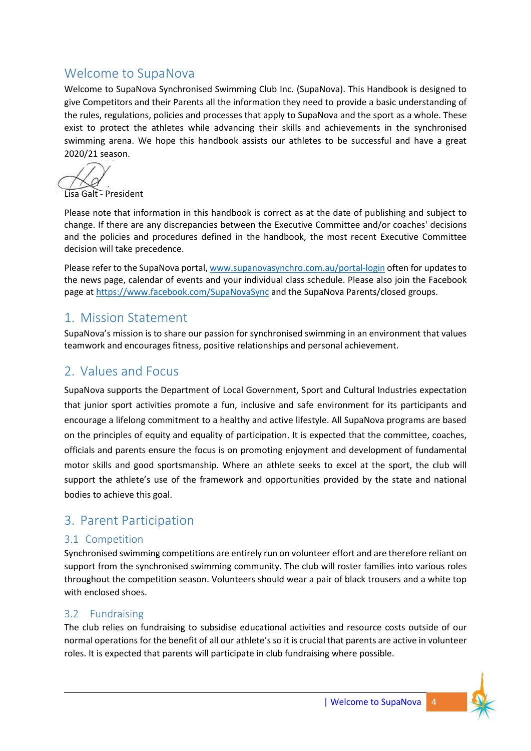# Welcome to SupaNova

Welcome to SupaNova Synchronised Swimming Club Inc. (SupaNova). This Handbook is designed to give Competitors and their Parents all the information they need to provide a basic understanding of the rules, regulations, policies and processes that apply to SupaNova and the sport as a whole. These exist to protect the athletes while advancing their skills and achievements in the synchronised swimming arena. We hope this handbook assists our athletes to be successful and have a great 2020/21 season.

Lisa Galt - President

Please note that information in this handbook is correct as at the date of publishing and subject to change. If there are any discrepancies between the Executive Committee and/or coaches' decisions and the policies and procedures defined in the handbook, the most recent Executive Committee decision will take precedence.

Please refer to the SupaNova portal, [www.supanovasynchro.com.au/portal-login](http://www.supanovasynchro.com.au/portal-login) often for updates to the news page, calendar of events and your individual class schedule. Please also join the Facebook page at [https://www.facebook.com/SupaNovaSync](https://www.facebook.com/SupaNovaSync) and the SupaNova Parents/closed groups.

# 1. Mission Statement

SupaNova's mission is to share our passion for synchronised swimming in an environment that values teamwork and encourages fitness, positive relationships and personal achievement.

# 2. Values and Focus

SupaNova supports the Department of Local Government, Sport and Cultural Industries expectation that junior sport activities promote a fun, inclusive and safe environment for its participants and encourage a lifelong commitment to a healthy and active lifestyle. All SupaNova programs are based on the principles of equity and equality of participation. It is expected that the committee, coaches, officials and parents ensure the focus is on promoting enjoyment and development of fundamental motor skills and good sportsmanship. Where an athlete seeks to excel at the sport, the club will support the athlete's use of the framework and opportunities provided by the state and national bodies to achieve this goal.

# 3. Parent Participation

## 3.1 Competition

Synchronised swimming competitions are entirely run on volunteer effort and are therefore reliant on support from the synchronised swimming community. The club will roster families into various roles throughout the competition season. Volunteers should wear a pair of black trousers and a white top with enclosed shoes.

## 3.2 Fundraising

The club relies on fundraising to subsidise educational activities and resource costs outside of our normal operations for the benefit of all our athlete's so it is crucial that parents are active in volunteer roles. It is expected that parents will participate in club fundraising where possible.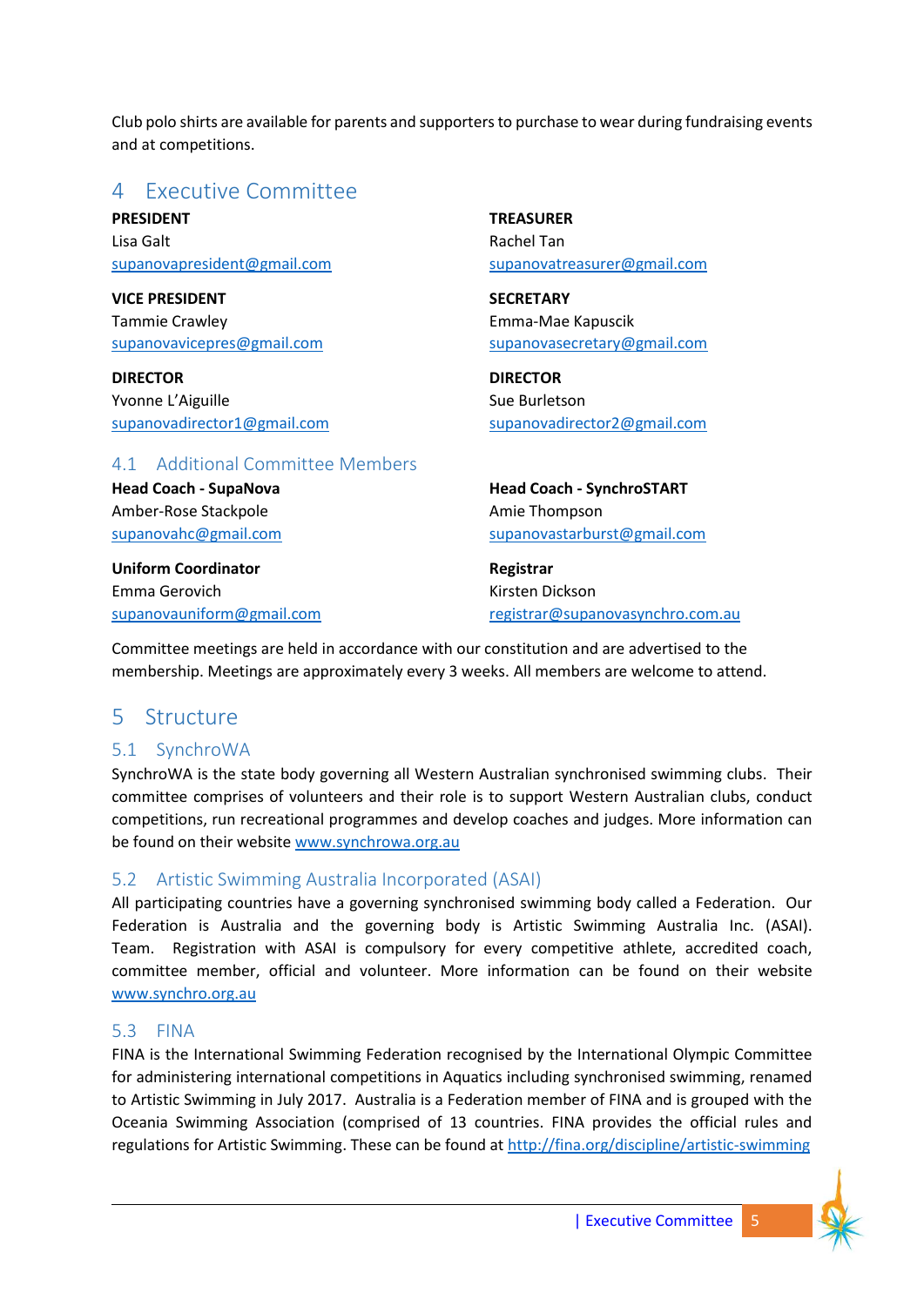Club polo shirts are available for parents and supporters to purchase to wear during fundraising events and at competitions.

# 4 Executive Committee

**PRESIDENT**
Lisa Galt
supanovapresident@gmail.com

**TREASURER**
Rachel Tan
supanovatreasurer@gmail.com

**VICE PRESIDENT**
Tammie Crawley
supanovavicepres@gmail.com

**SECRETARY**
Emma-Mae Kapuscik
supanovasecretary@gmail.com

**DIRECTOR**
Yvonne L'Aiguille
supanovadirector1@gmail.com

**DIRECTOR**
Sue Burletson
supanovadirector2@gmail.com

## 4.1 Additional Committee Members

**Head Coach - SupaNova**
Amber-Rose Stackpole
supanovahc@gmail.com

**Head Coach - SynchroSTART**
Amie Thompson
supanovastarburst@gmail.com

**Uniform Coordinator**
Emma Gerovich
supanovauniform@gmail.com

**Registrar**
Kirsten Dickson
registrar@supanovasynchro.com.au

Committee meetings are held in accordance with our constitution and are advertised to the membership. Meetings are approximately every 3 weeks. All members are welcome to attend.

# 5 Structure

## 5.1 SynchroWA

SynchroWA is the state body governing all Western Australian synchronised swimming clubs. Their committee comprises of volunteers and their role is to support Western Australian clubs, conduct competitions, run recreational programmes and develop coaches and judges. More information can be found on their website www.synchrowa.org.au

## 5.2 Artistic Swimming Australia Incorporated (ASAI)

All participating countries have a governing synchronised swimming body called a Federation. Our Federation is Australia and the governing body is Artistic Swimming Australia Inc. (ASAI). Team. Registration with ASAI is compulsory for every competitive athlete, accredited coach, committee member, official and volunteer. More information can be found on their website www.synchro.org.au

## 5.3 FINA

FINA is the International Swimming Federation recognised by the International Olympic Committee for administering international competitions in Aquatics including synchronised swimming, renamed to Artistic Swimming in July 2017. Australia is a Federation member of FINA and is grouped with the Oceania Swimming Association (comprised of 13 countries. FINA provides the official rules and regulations for Artistic Swimming. These can be found at http://fina.org/discipline/artistic-swimming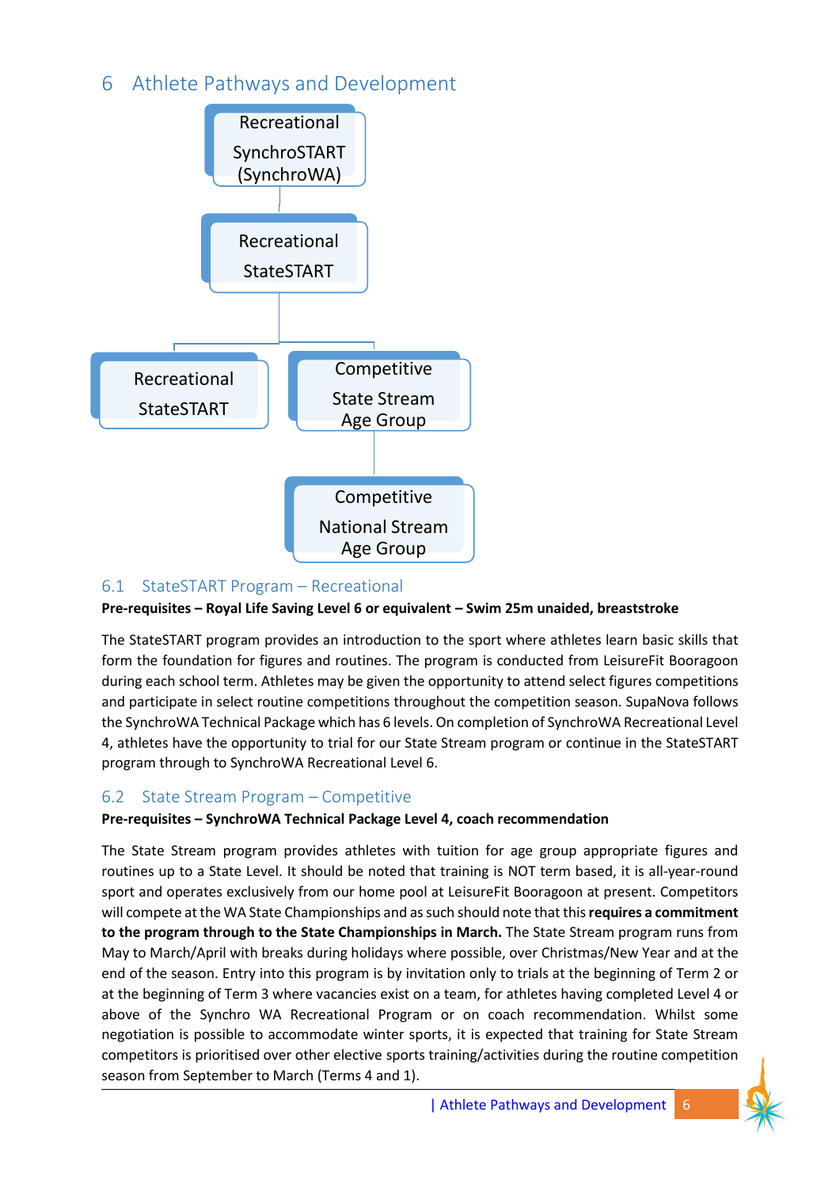# 6 Athlete Pathways and Development

Recreational SynchroSTART (SynchroWA)

Recreational StateSTART

Recreational StateSTART

Competitive State Stream Age Group

Competitive National Stream Age Group

## 6.1 StateSTART Program – Recreational

**Pre-requisites – Royal Life Saving Level 6 or equivalent – Swim 25m unaided, breaststroke**

The StateSTART program provides an introduction to the sport where athletes learn basic skills that form the foundation for figures and routines. The program is conducted from LeisureFit Booragoon during each school term. Athletes may be given the opportunity to attend select figures competitions and participate in select routine competitions throughout the competition season. SupaNova follows the SynchroWA Technical Package which has 6 levels. On completion of SynchroWA Recreational Level 4, athletes have the opportunity to trial for our State Stream program or continue in the StateSTART program through to SynchroWA Recreational Level 6.

## 6.2 State Stream Program – Competitive

**Pre-requisites – SynchroWA Technical Package Level 4, coach recommendation**

The State Stream program provides athletes with tuition for age group appropriate figures and routines up to a State Level. It should be noted that training is NOT term based, it is all-year-round sport and operates exclusively from our home pool at LeisureFit Booragoon at present. Competitors will compete at the WA State Championships and as such should note that this **requires a commitment to the program through to the State Championships in March.** The State Stream program runs from May to March/April with breaks during holidays where possible, over Christmas/New Year and at the end of the season. Entry into this program is by invitation only to trials at the beginning of Term 2 or at the beginning of Term 3 where vacancies exist on a team, for athletes having completed Level 4 or above of the Synchro WA Recreational Program or on coach recommendation. Whilst some negotiation is possible to accommodate winter sports, it is expected that training for State Stream competitors is prioritised over other elective sports training/activities during the routine competition season from September to March (Terms 4 and 1).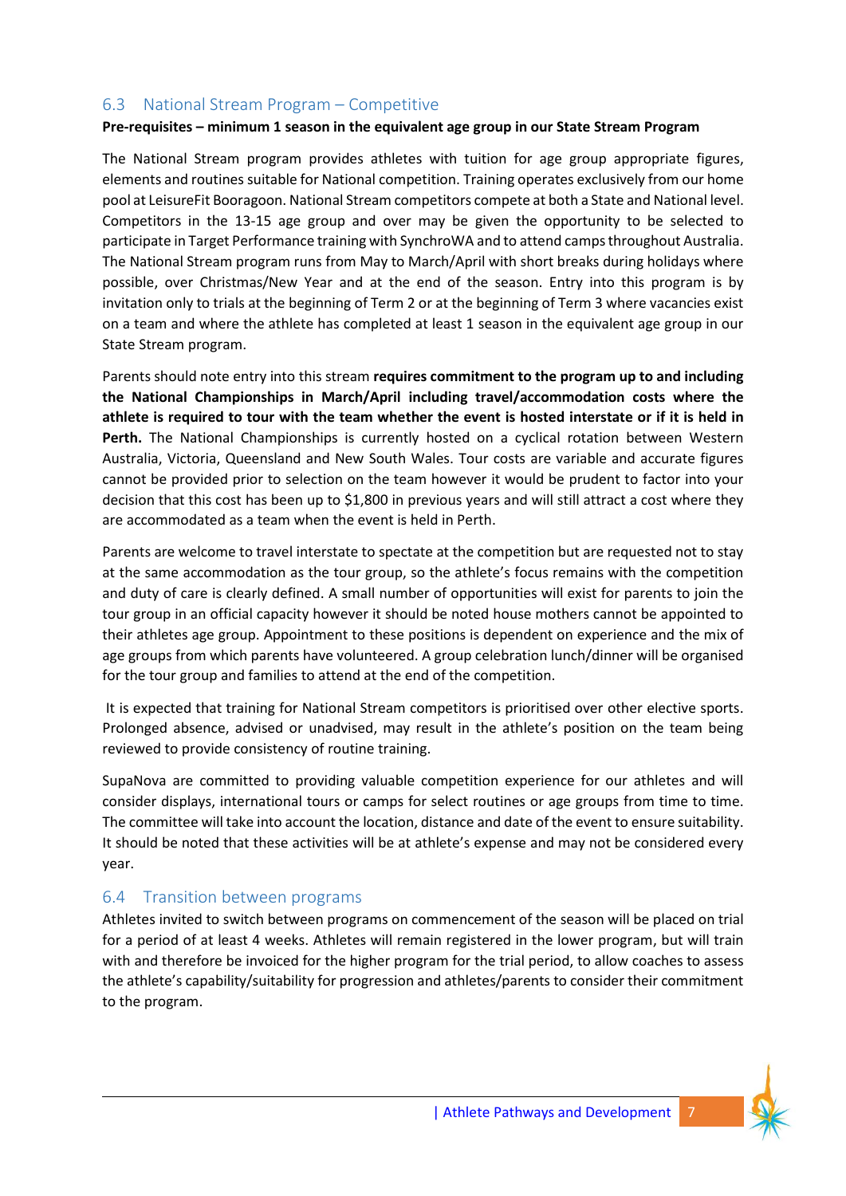## 6.3 National Stream Program – Competitive

**Pre-requisites – minimum 1 season in the equivalent age group in our State Stream Program**

The National Stream program provides athletes with tuition for age group appropriate figures, elements and routines suitable for National competition. Training operates exclusively from our home pool at LeisureFit Booragoon. National Stream competitors compete at both a State and National level. Competitors in the 13-15 age group and over may be given the opportunity to be selected to participate in Target Performance training with SynchroWA and to attend camps throughout Australia. The National Stream program runs from May to March/April with short breaks during holidays where possible, over Christmas/New Year and at the end of the season. Entry into this program is by invitation only to trials at the beginning of Term 2 or at the beginning of Term 3 where vacancies exist on a team and where the athlete has completed at least 1 season in the equivalent age group in our State Stream program.

Parents should note entry into this stream **requires commitment to the program up to and including the National Championships in March/April including travel/accommodation costs where the athlete is required to tour with the team whether the event is hosted interstate or if it is held in Perth.** The National Championships is currently hosted on a cyclical rotation between Western Australia, Victoria, Queensland and New South Wales. Tour costs are variable and accurate figures cannot be provided prior to selection on the team however it would be prudent to factor into your decision that this cost has been up to $1,800 in previous years and will still attract a cost where they are accommodated as a team when the event is held in Perth.

Parents are welcome to travel interstate to spectate at the competition but are requested not to stay at the same accommodation as the tour group, so the athlete's focus remains with the competition and duty of care is clearly defined. A small number of opportunities will exist for parents to join the tour group in an official capacity however it should be noted house mothers cannot be appointed to their athletes age group. Appointment to these positions is dependent on experience and the mix of age groups from which parents have volunteered. A group celebration lunch/dinner will be organised for the tour group and families to attend at the end of the competition.

It is expected that training for National Stream competitors is prioritised over other elective sports. Prolonged absence, advised or unadvised, may result in the athlete's position on the team being reviewed to provide consistency of routine training.

SupaNova are committed to providing valuable competition experience for our athletes and will consider displays, international tours or camps for select routines or age groups from time to time. The committee will take into account the location, distance and date of the event to ensure suitability. It should be noted that these activities will be at athlete's expense and may not be considered every year.

## 6.4 Transition between programs

Athletes invited to switch between programs on commencement of the season will be placed on trial for a period of at least 4 weeks. Athletes will remain registered in the lower program, but will train with and therefore be invoiced for the higher program for the trial period, to allow coaches to assess the athlete's capability/suitability for progression and athletes/parents to consider their commitment to the program.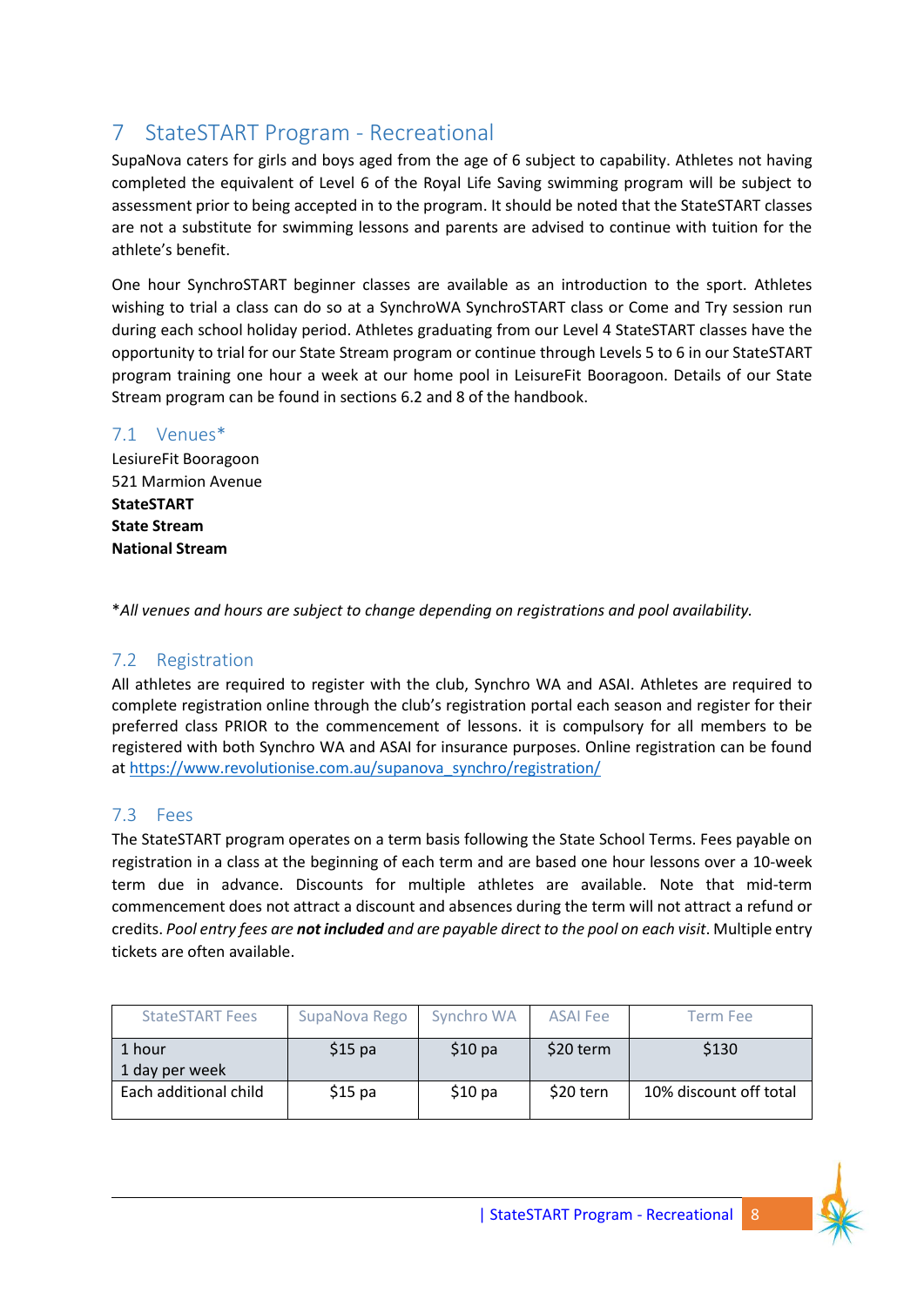# 7 StateSTART Program - Recreational

SupaNova caters for girls and boys aged from the age of 6 subject to capability. Athletes not having completed the equivalent of Level 6 of the Royal Life Saving swimming program will be subject to assessment prior to being accepted in to the program. It should be noted that the StateSTART classes are not a substitute for swimming lessons and parents are advised to continue with tuition for the athlete's benefit.

One hour SynchroSTART beginner classes are available as an introduction to the sport. Athletes wishing to trial a class can do so at a SynchroWA SynchroSTART class or Come and Try session run during each school holiday period. Athletes graduating from our Level 4 StateSTART classes have the opportunity to trial for our State Stream program or continue through Levels 5 to 6 in our StateSTART program training one hour a week at our home pool in LeisureFit Booragoon. Details of our State Stream program can be found in sections 6.2 and 8 of the handbook.

## 7.1 Venues*

LesiureFit Booragoon
521 Marmion Avenue
**StateSTART**
**State Stream**
**National Stream**

**All venues and hours are subject to change depending on registrations and pool availability.*

## 7.2 Registration

All athletes are required to register with the club, Synchro WA and ASAI. Athletes are required to complete registration online through the club's registration portal each season and register for their preferred class PRIOR to the commencement of lessons. it is compulsory for all members to be registered with both Synchro WA and ASAI for insurance purposes. Online registration can be found at https://www.revolutionise.com.au/supanova_synchro/registration/

## 7.3 Fees

The StateSTART program operates on a term basis following the State School Terms. Fees payable on registration in a class at the beginning of each term and are based one hour lessons over a 10-week term due in advance. Discounts for multiple athletes are available. Note that mid-term commencement does not attract a discount and absences during the term will not attract a refund or credits. *Pool entry fees are* ***not included*** *and are payable direct to the pool on each visit*. Multiple entry tickets are often available.

| StateSTART Fees | SupaNova Rego | Synchro WA | ASAI Fee | Term Fee |
|---|---|---|---|---|
| 1 hour<br>1 day per week | $15 pa | $10 pa | $20 term | $130 |
| Each additional child | $15 pa | $10 pa | $20 tern | 10% discount off total |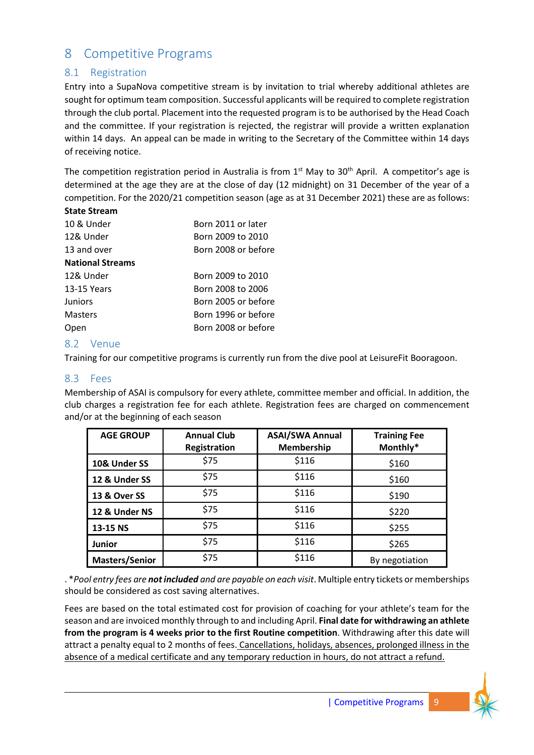# 8 Competitive Programs

## 8.1 Registration

Entry into a SupaNova competitive stream is by invitation to trial whereby additional athletes are sought for optimum team composition. Successful applicants will be required to complete registration through the club portal. Placement into the requested program is to be authorised by the Head Coach and the committee. If your registration is rejected, the registrar will provide a written explanation within 14 days. An appeal can be made in writing to the Secretary of the Committee within 14 days of receiving notice.

The competition registration period in Australia is from 1st May to 30th April. A competitor's age is determined at the age they are at the close of day (12 midnight) on 31 December of the year of a competition. For the 2020/21 competition season (age as at 31 December 2021) these are as follows:

**State Stream**

| | |
|---|---|
| 10 & Under | Born 2011 or later |
| 12& Under | Born 2009 to 2010 |
| 13 and over | Born 2008 or before |

**National Streams**

| | |
|---|---|
| 12& Under | Born 2009 to 2010 |
| 13-15 Years | Born 2008 to 2006 |
| Juniors | Born 2005 or before |
| Masters | Born 1996 or before |
| Open | Born 2008 or before |

## 8.2 Venue

Training for our competitive programs is currently run from the dive pool at LeisureFit Booragoon.

## 8.3 Fees

Membership of ASAI is compulsory for every athlete, committee member and official. In addition, the club charges a registration fee for each athlete. Registration fees are charged on commencement and/or at the beginning of each season

| AGE GROUP | Annual Club Registration | ASAI/SWA Annual Membership | Training Fee Monthly* |
|---|---|---|---|
| **10& Under SS** | $75 | $116 | $160 |
| **12 & Under SS** | $75 | $116 | $160 |
| **13 & Over SS** | $75 | $116 | $190 |
| **12 & Under NS** | $75 | $116 | $220 |
| **13-15 NS** | $75 | $116 | $255 |
| **Junior** | $75 | $116 | $265 |
| **Masters/Senior** | $75 | $116 | By negotiation |

. **Pool entry fees are* ***not included*** *and are payable on each visit*. Multiple entry tickets or memberships should be considered as cost saving alternatives.

Fees are based on the total estimated cost for provision of coaching for your athlete's team for the season and are invoiced monthly through to and including April. **Final date for withdrawing an athlete from the program is 4 weeks prior to the first Routine competition**. Withdrawing after this date will attract a penalty equal to 2 months of fees. <u>Cancellations, holidays, absences, prolonged illness in the absence of a medical certificate and any temporary reduction in hours, do not attract a refund.</u>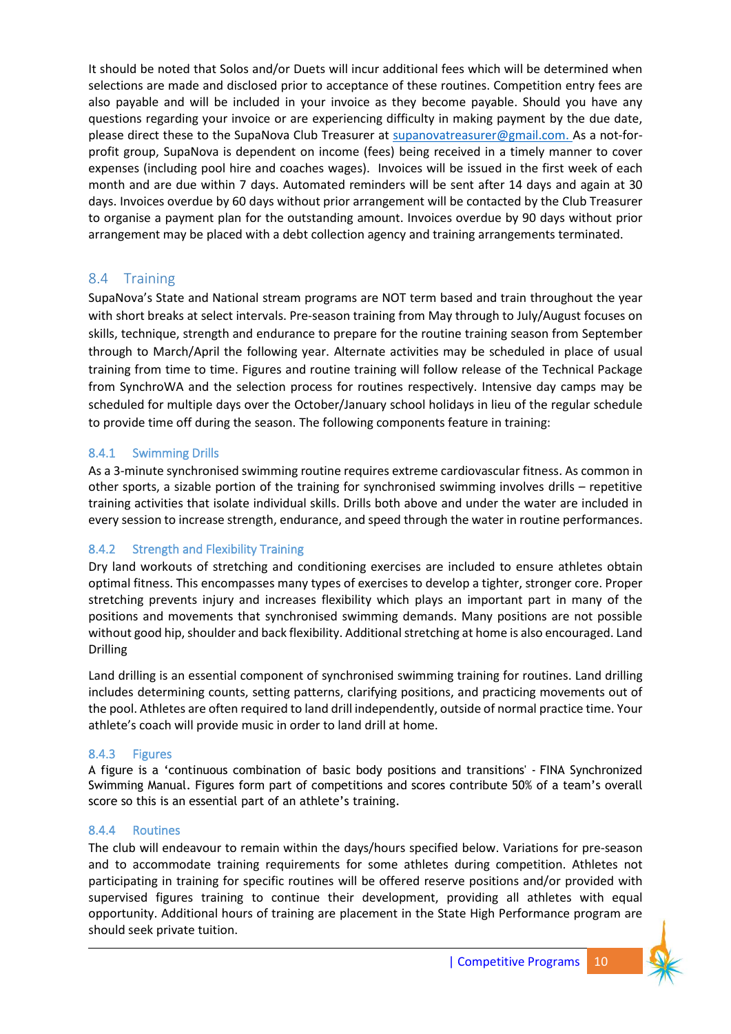It should be noted that Solos and/or Duets will incur additional fees which will be determined when selections are made and disclosed prior to acceptance of these routines. Competition entry fees are also payable and will be included in your invoice as they become payable. Should you have any questions regarding your invoice or are experiencing difficulty in making payment by the due date, please direct these to the SupaNova Club Treasurer at supanovatreasurer@gmail.com. As a not-for-profit group, SupaNova is dependent on income (fees) being received in a timely manner to cover expenses (including pool hire and coaches wages). Invoices will be issued in the first week of each month and are due within 7 days. Automated reminders will be sent after 14 days and again at 30 days. Invoices overdue by 60 days without prior arrangement will be contacted by the Club Treasurer to organise a payment plan for the outstanding amount. Invoices overdue by 90 days without prior arrangement may be placed with a debt collection agency and training arrangements terminated.

## 8.4 Training

SupaNova's State and National stream programs are NOT term based and train throughout the year with short breaks at select intervals. Pre-season training from May through to July/August focuses on skills, technique, strength and endurance to prepare for the routine training season from September through to March/April the following year. Alternate activities may be scheduled in place of usual training from time to time. Figures and routine training will follow release of the Technical Package from SynchroWA and the selection process for routines respectively. Intensive day camps may be scheduled for multiple days over the October/January school holidays in lieu of the regular schedule to provide time off during the season. The following components feature in training:

### 8.4.1 Swimming Drills

As a 3-minute synchronised swimming routine requires extreme cardiovascular fitness. As common in other sports, a sizable portion of the training for synchronised swimming involves drills – repetitive training activities that isolate individual skills. Drills both above and under the water are included in every session to increase strength, endurance, and speed through the water in routine performances.

### 8.4.2 Strength and Flexibility Training

Dry land workouts of stretching and conditioning exercises are included to ensure athletes obtain optimal fitness. This encompasses many types of exercises to develop a tighter, stronger core. Proper stretching prevents injury and increases flexibility which plays an important part in many of the positions and movements that synchronised swimming demands. Many positions are not possible without good hip, shoulder and back flexibility. Additional stretching at home is also encouraged. Land Drilling

Land drilling is an essential component of synchronised swimming training for routines. Land drilling includes determining counts, setting patterns, clarifying positions, and practicing movements out of the pool. Athletes are often required to land drill independently, outside of normal practice time. Your athlete's coach will provide music in order to land drill at home.

### 8.4.3 Figures

A figure is a 'continuous combination of basic body positions and transitions' - FINA Synchronized Swimming Manual. Figures form part of competitions and scores contribute 50% of a team's overall score so this is an essential part of an athlete's training.

### 8.4.4 Routines

The club will endeavour to remain within the days/hours specified below. Variations for pre-season and to accommodate training requirements for some athletes during competition. Athletes not participating in training for specific routines will be offered reserve positions and/or provided with supervised figures training to continue their development, providing all athletes with equal opportunity. Additional hours of training are placement in the State High Performance program are should seek private tuition.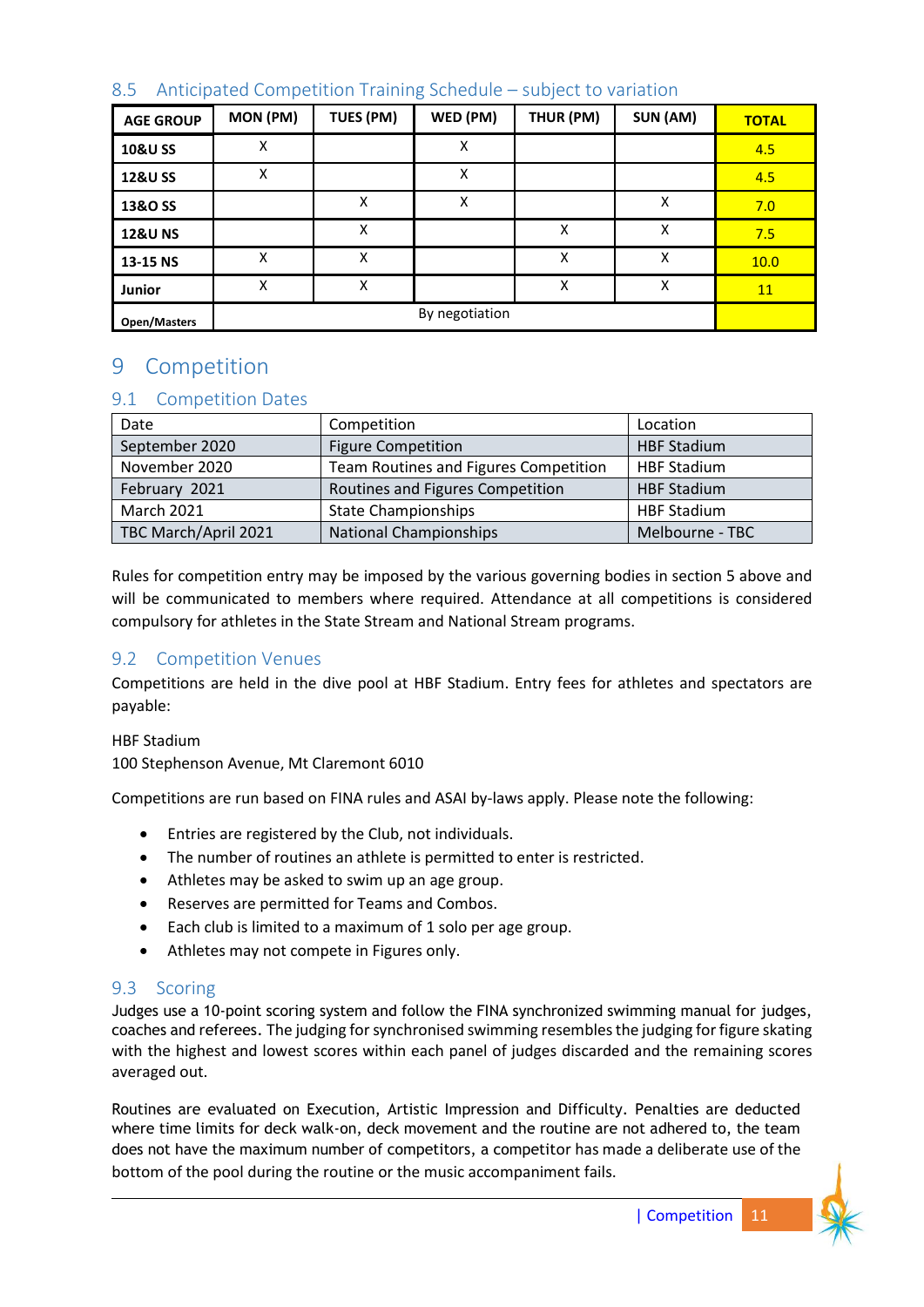## 8.5 Anticipated Competition Training Schedule – subject to variation

| AGE GROUP | MON (PM) | TUES (PM) | WED (PM) | THUR (PM) | SUN (AM) | TOTAL |
|---|---|---|---|---|---|---|
| **10&U SS** | X | | X | | | 4.5 |
| **12&U SS** | X | | X | | | 4.5 |
| **13&O SS** | | X | X | | X | 7.0 |
| **12&U NS** | | X | | X | X | 7.5 |
| **13-15 NS** | X | X | | X | X | 10.0 |
| **Junior** | X | X | | X | X | 11 |
| **Open/Masters** | By negotiation | | | | | |

# 9 Competition

## 9.1 Competition Dates

| Date | Competition | Location |
|---|---|---|
| September 2020 | Figure Competition | HBF Stadium |
| November 2020 | Team Routines and Figures Competition | HBF Stadium |
| February 2021 | Routines and Figures Competition | HBF Stadium |
| March 2021 | State Championships | HBF Stadium |
| TBC March/April 2021 | National Championships | Melbourne - TBC |

Rules for competition entry may be imposed by the various governing bodies in section 5 above and will be communicated to members where required. Attendance at all competitions is considered compulsory for athletes in the State Stream and National Stream programs.

## 9.2 Competition Venues

Competitions are held in the dive pool at HBF Stadium. Entry fees for athletes and spectators are payable:

HBF Stadium
100 Stephenson Avenue, Mt Claremont 6010

Competitions are run based on FINA rules and ASAI by-laws apply. Please note the following:

- Entries are registered by the Club, not individuals.
- The number of routines an athlete is permitted to enter is restricted.
- Athletes may be asked to swim up an age group.
- Reserves are permitted for Teams and Combos.
- Each club is limited to a maximum of 1 solo per age group.
- Athletes may not compete in Figures only.

## 9.3 Scoring

Judges use a 10-point scoring system and follow the FINA synchronized swimming manual for judges, coaches and referees. The judging for synchronised swimming resembles the judging for figure skating with the highest and lowest scores within each panel of judges discarded and the remaining scores averaged out.

Routines are evaluated on Execution, Artistic Impression and Difficulty. Penalties are deducted where time limits for deck walk-on, deck movement and the routine are not adhered to, the team does not have the maximum number of competitors, a competitor has made a deliberate use of the bottom of the pool during the routine or the music accompaniment fails.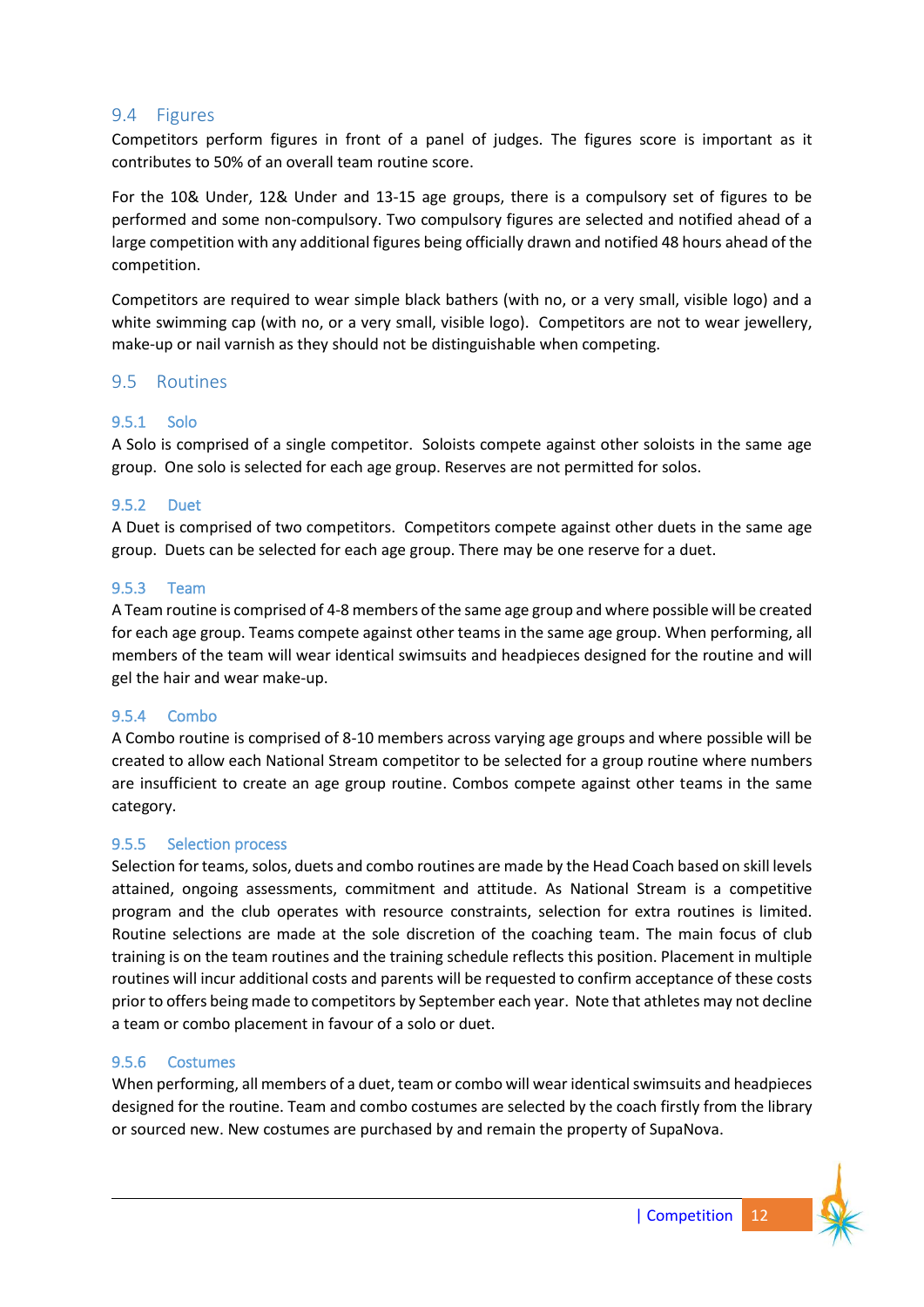## 9.4 Figures

Competitors perform figures in front of a panel of judges. The figures score is important as it contributes to 50% of an overall team routine score.

For the 10& Under, 12& Under and 13-15 age groups, there is a compulsory set of figures to be performed and some non-compulsory. Two compulsory figures are selected and notified ahead of a large competition with any additional figures being officially drawn and notified 48 hours ahead of the competition.

Competitors are required to wear simple black bathers (with no, or a very small, visible logo) and a white swimming cap (with no, or a very small, visible logo). Competitors are not to wear jewellery, make-up or nail varnish as they should not be distinguishable when competing.

## 9.5 Routines

### 9.5.1 Solo

A Solo is comprised of a single competitor. Soloists compete against other soloists in the same age group. One solo is selected for each age group. Reserves are not permitted for solos.

### 9.5.2 Duet

A Duet is comprised of two competitors. Competitors compete against other duets in the same age group. Duets can be selected for each age group. There may be one reserve for a duet.

### 9.5.3 Team

A Team routine is comprised of 4-8 members of the same age group and where possible will be created for each age group. Teams compete against other teams in the same age group. When performing, all members of the team will wear identical swimsuits and headpieces designed for the routine and will gel the hair and wear make-up.

### 9.5.4 Combo

A Combo routine is comprised of 8-10 members across varying age groups and where possible will be created to allow each National Stream competitor to be selected for a group routine where numbers are insufficient to create an age group routine. Combos compete against other teams in the same category.

### 9.5.5 Selection process

Selection for teams, solos, duets and combo routines are made by the Head Coach based on skill levels attained, ongoing assessments, commitment and attitude. As National Stream is a competitive program and the club operates with resource constraints, selection for extra routines is limited. Routine selections are made at the sole discretion of the coaching team. The main focus of club training is on the team routines and the training schedule reflects this position. Placement in multiple routines will incur additional costs and parents will be requested to confirm acceptance of these costs prior to offers being made to competitors by September each year. Note that athletes may not decline a team or combo placement in favour of a solo or duet.

### 9.5.6 Costumes

When performing, all members of a duet, team or combo will wear identical swimsuits and headpieces designed for the routine. Team and combo costumes are selected by the coach firstly from the library or sourced new. New costumes are purchased by and remain the property of SupaNova.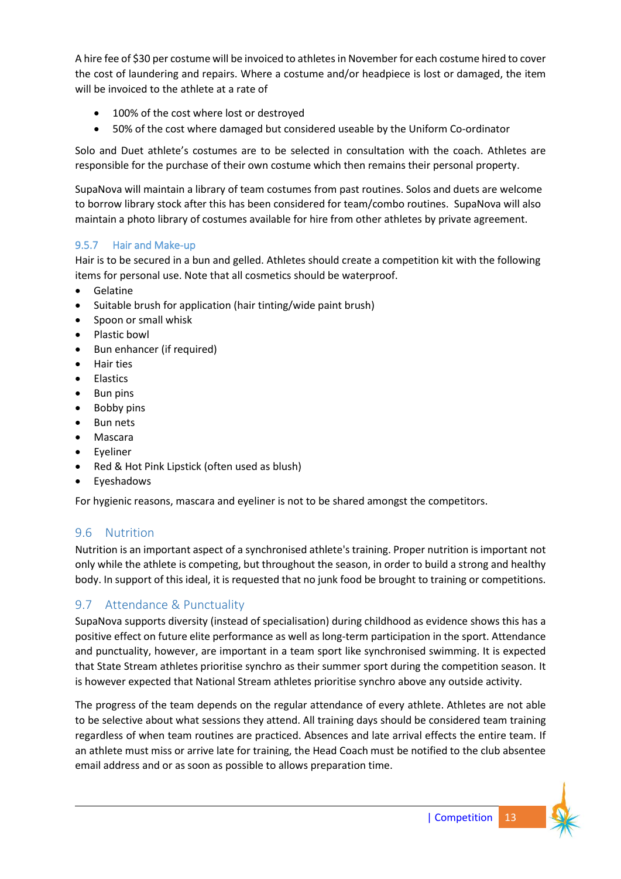A hire fee of $30 per costume will be invoiced to athletes in November for each costume hired to cover the cost of laundering and repairs. Where a costume and/or headpiece is lost or damaged, the item will be invoiced to the athlete at a rate of

- 100% of the cost where lost or destroyed
- 50% of the cost where damaged but considered useable by the Uniform Co-ordinator

Solo and Duet athlete's costumes are to be selected in consultation with the coach. Athletes are responsible for the purchase of their own costume which then remains their personal property.

SupaNova will maintain a library of team costumes from past routines. Solos and duets are welcome to borrow library stock after this has been considered for team/combo routines. SupaNova will also maintain a photo library of costumes available for hire from other athletes by private agreement.

#### 9.5.7 Hair and Make-up

Hair is to be secured in a bun and gelled. Athletes should create a competition kit with the following items for personal use. Note that all cosmetics should be waterproof.

- Gelatine
- Suitable brush for application (hair tinting/wide paint brush)
- Spoon or small whisk
- Plastic bowl
- Bun enhancer (if required)
- Hair ties
- Elastics
- Bun pins
- Bobby pins
- Bun nets
- Mascara
- Eyeliner
- Red & Hot Pink Lipstick (often used as blush)
- Eyeshadows

For hygienic reasons, mascara and eyeliner is not to be shared amongst the competitors.

## 9.6 Nutrition

Nutrition is an important aspect of a synchronised athlete's training. Proper nutrition is important not only while the athlete is competing, but throughout the season, in order to build a strong and healthy body. In support of this ideal, it is requested that no junk food be brought to training or competitions.

## 9.7 Attendance & Punctuality

SupaNova supports diversity (instead of specialisation) during childhood as evidence shows this has a positive effect on future elite performance as well as long-term participation in the sport. Attendance and punctuality, however, are important in a team sport like synchronised swimming. It is expected that State Stream athletes prioritise synchro as their summer sport during the competition season. It is however expected that National Stream athletes prioritise synchro above any outside activity.

The progress of the team depends on the regular attendance of every athlete. Athletes are not able to be selective about what sessions they attend. All training days should be considered team training regardless of when team routines are practiced. Absences and late arrival effects the entire team. If an athlete must miss or arrive late for training, the Head Coach must be notified to the club absentee email address and or as soon as possible to allows preparation time.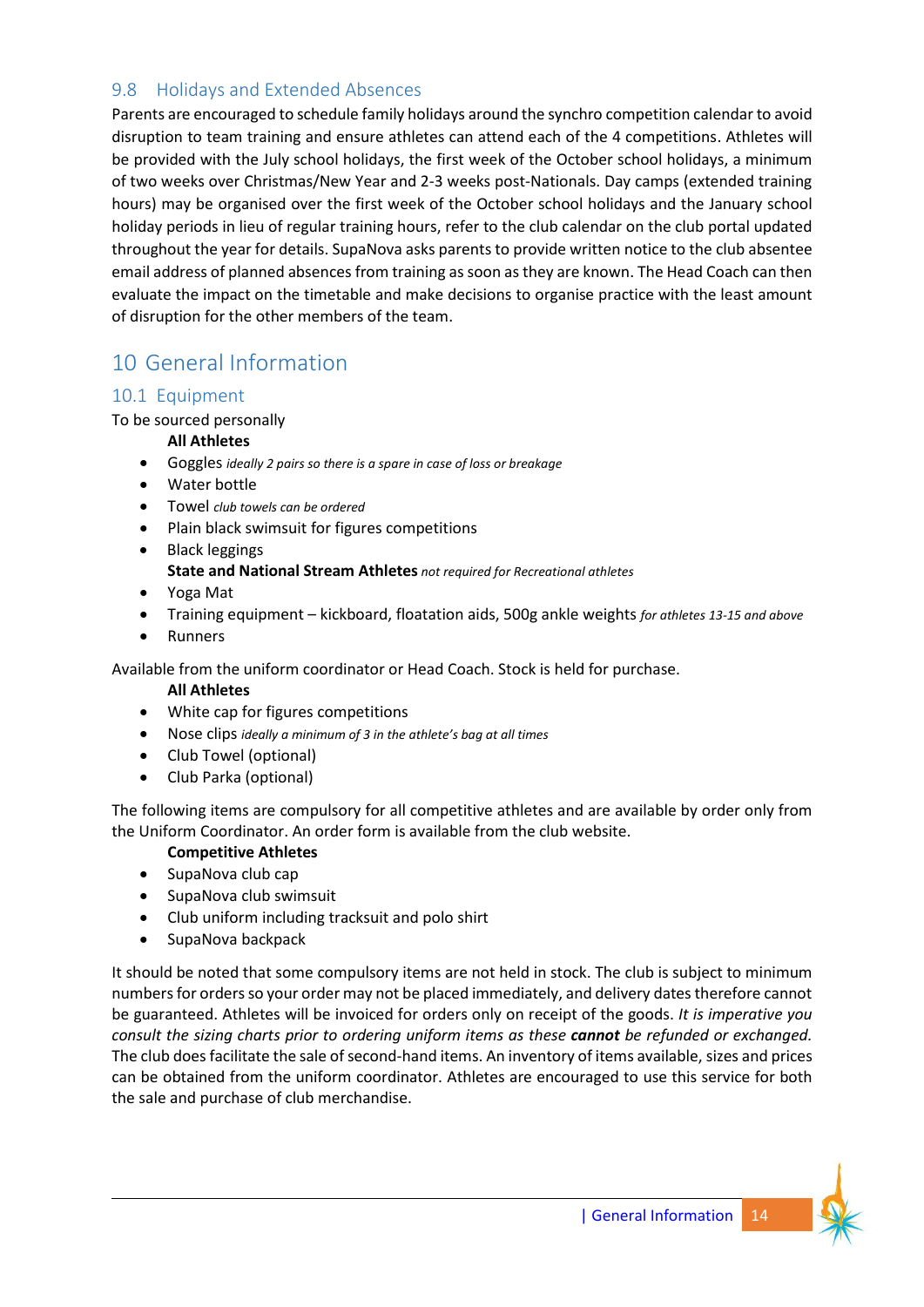## 9.8 Holidays and Extended Absences

Parents are encouraged to schedule family holidays around the synchro competition calendar to avoid disruption to team training and ensure athletes can attend each of the 4 competitions. Athletes will be provided with the July school holidays, the first week of the October school holidays, a minimum of two weeks over Christmas/New Year and 2-3 weeks post-Nationals. Day camps (extended training hours) may be organised over the first week of the October school holidays and the January school holiday periods in lieu of regular training hours, refer to the club calendar on the club portal updated throughout the year for details. SupaNova asks parents to provide written notice to the club absentee email address of planned absences from training as soon as they are known. The Head Coach can then evaluate the impact on the timetable and make decisions to organise practice with the least amount of disruption for the other members of the team.

# 10 General Information

## 10.1 Equipment

To be sourced personally

**All Athletes**

- Goggles *ideally 2 pairs so there is a spare in case of loss or breakage*
- Water bottle
- Towel *club towels can be ordered*
- Plain black swimsuit for figures competitions
- Black leggings

**State and National Stream Athletes** *not required for Recreational athletes*

- Yoga Mat
- Training equipment – kickboard, floatation aids, 500g ankle weights *for athletes 13-15 and above*
- Runners

Available from the uniform coordinator or Head Coach. Stock is held for purchase.

**All Athletes**

- White cap for figures competitions
- Nose clips *ideally a minimum of 3 in the athlete's bag at all times*
- Club Towel (optional)
- Club Parka (optional)

The following items are compulsory for all competitive athletes and are available by order only from the Uniform Coordinator. An order form is available from the club website.

**Competitive Athletes**

- SupaNova club cap
- SupaNova club swimsuit
- Club uniform including tracksuit and polo shirt
- SupaNova backpack

It should be noted that some compulsory items are not held in stock. The club is subject to minimum numbers for orders so your order may not be placed immediately, and delivery dates therefore cannot be guaranteed. Athletes will be invoiced for orders only on receipt of the goods. *It is imperative you consult the sizing charts prior to ordering uniform items as these* ***cannot*** *be refunded or exchanged.* The club does facilitate the sale of second-hand items. An inventory of items available, sizes and prices can be obtained from the uniform coordinator. Athletes are encouraged to use this service for both the sale and purchase of club merchandise.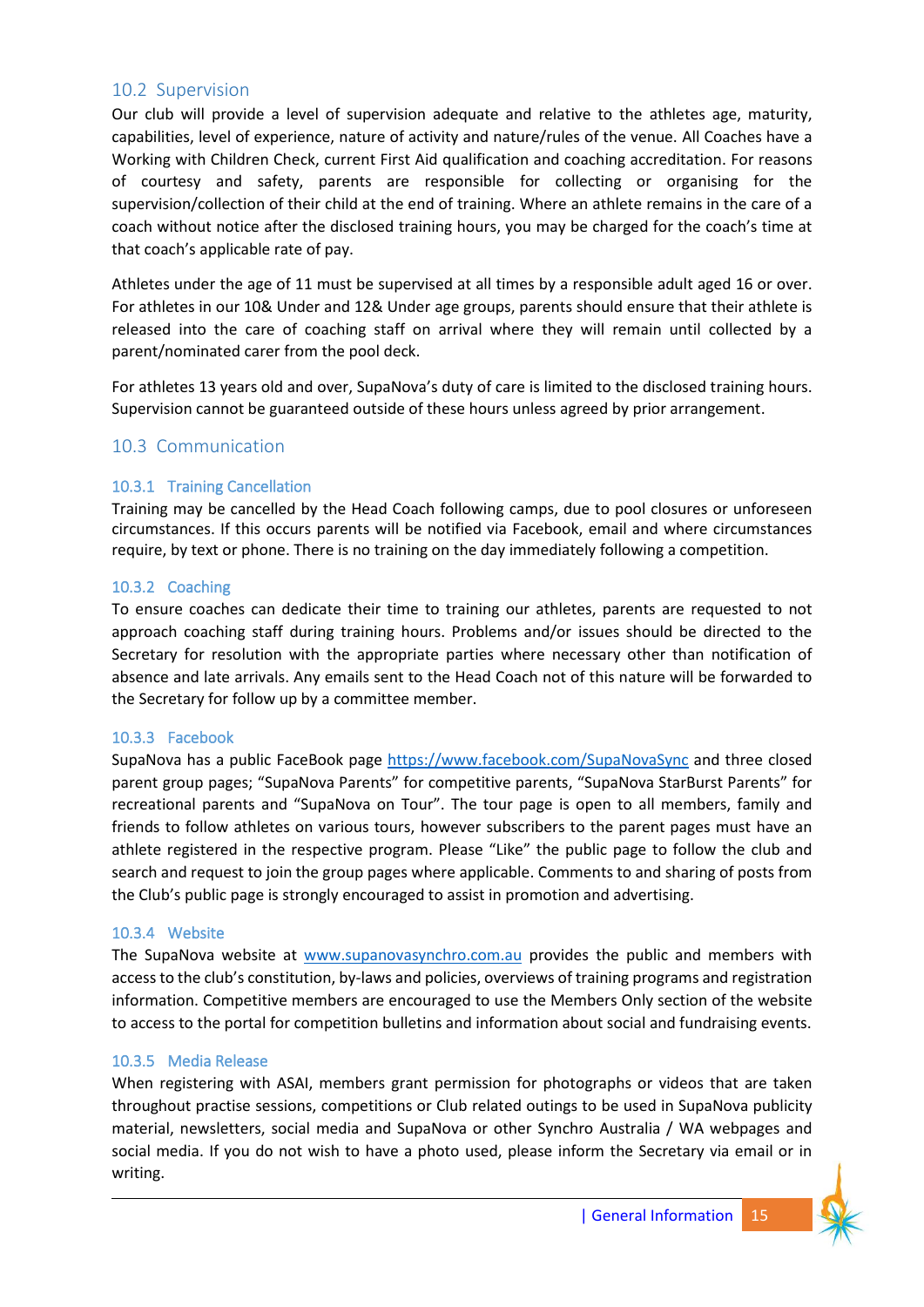## 10.2 Supervision

Our club will provide a level of supervision adequate and relative to the athletes age, maturity, capabilities, level of experience, nature of activity and nature/rules of the venue. All Coaches have a Working with Children Check, current First Aid qualification and coaching accreditation. For reasons of courtesy and safety, parents are responsible for collecting or organising for the supervision/collection of their child at the end of training. Where an athlete remains in the care of a coach without notice after the disclosed training hours, you may be charged for the coach's time at that coach's applicable rate of pay.

Athletes under the age of 11 must be supervised at all times by a responsible adult aged 16 or over. For athletes in our 10& Under and 12& Under age groups, parents should ensure that their athlete is released into the care of coaching staff on arrival where they will remain until collected by a parent/nominated carer from the pool deck.

For athletes 13 years old and over, SupaNova's duty of care is limited to the disclosed training hours. Supervision cannot be guaranteed outside of these hours unless agreed by prior arrangement.

## 10.3 Communication

### 10.3.1 Training Cancellation

Training may be cancelled by the Head Coach following camps, due to pool closures or unforeseen circumstances. If this occurs parents will be notified via Facebook, email and where circumstances require, by text or phone. There is no training on the day immediately following a competition.

### 10.3.2 Coaching

To ensure coaches can dedicate their time to training our athletes, parents are requested to not approach coaching staff during training hours. Problems and/or issues should be directed to the Secretary for resolution with the appropriate parties where necessary other than notification of absence and late arrivals. Any emails sent to the Head Coach not of this nature will be forwarded to the Secretary for follow up by a committee member.

### 10.3.3 Facebook

SupaNova has a public FaceBook page https://www.facebook.com/SupaNovaSync and three closed parent group pages; "SupaNova Parents" for competitive parents, "SupaNova StarBurst Parents" for recreational parents and "SupaNova on Tour". The tour page is open to all members, family and friends to follow athletes on various tours, however subscribers to the parent pages must have an athlete registered in the respective program. Please "Like" the public page to follow the club and search and request to join the group pages where applicable. Comments to and sharing of posts from the Club's public page is strongly encouraged to assist in promotion and advertising.

### 10.3.4 Website

The SupaNova website at www.supanovasynchro.com.au provides the public and members with access to the club's constitution, by-laws and policies, overviews of training programs and registration information. Competitive members are encouraged to use the Members Only section of the website to access to the portal for competition bulletins and information about social and fundraising events.

### 10.3.5 Media Release

When registering with ASAI, members grant permission for photographs or videos that are taken throughout practise sessions, competitions or Club related outings to be used in SupaNova publicity material, newsletters, social media and SupaNova or other Synchro Australia / WA webpages and social media. If you do not wish to have a photo used, please inform the Secretary via email or in writing.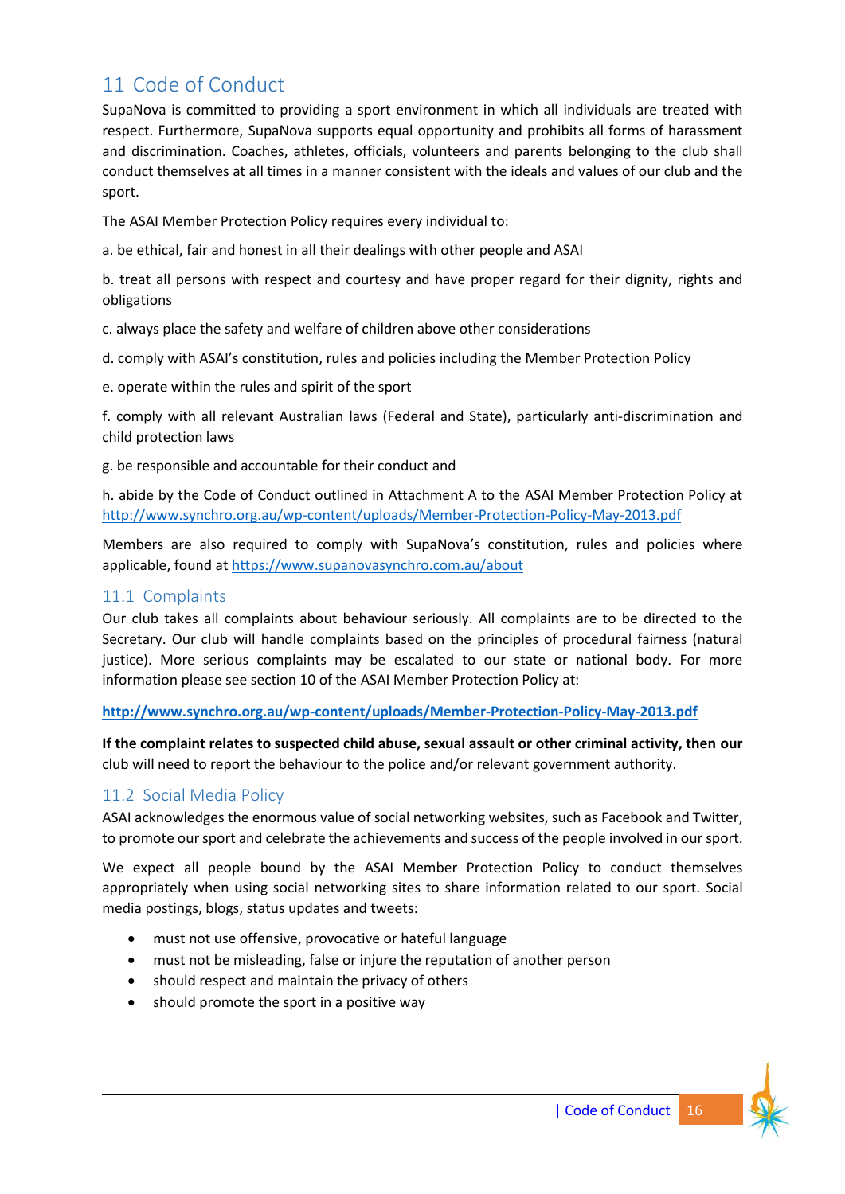# 11 Code of Conduct

SupaNova is committed to providing a sport environment in which all individuals are treated with respect. Furthermore, SupaNova supports equal opportunity and prohibits all forms of harassment and discrimination. Coaches, athletes, officials, volunteers and parents belonging to the club shall conduct themselves at all times in a manner consistent with the ideals and values of our club and the sport.

The ASAI Member Protection Policy requires every individual to:

a. be ethical, fair and honest in all their dealings with other people and ASAI

b. treat all persons with respect and courtesy and have proper regard for their dignity, rights and obligations

c. always place the safety and welfare of children above other considerations

d. comply with ASAI's constitution, rules and policies including the Member Protection Policy

e. operate within the rules and spirit of the sport

f. comply with all relevant Australian laws (Federal and State), particularly anti-discrimination and child protection laws

g. be responsible and accountable for their conduct and

h. abide by the Code of Conduct outlined in Attachment A to the ASAI Member Protection Policy at http://www.synchro.org.au/wp-content/uploads/Member-Protection-Policy-May-2013.pdf

Members are also required to comply with SupaNova's constitution, rules and policies where applicable, found at https://www.supanovasynchro.com.au/about

## 11.1 Complaints

Our club takes all complaints about behaviour seriously. All complaints are to be directed to the Secretary. Our club will handle complaints based on the principles of procedural fairness (natural justice). More serious complaints may be escalated to our state or national body. For more information please see section 10 of the ASAI Member Protection Policy at:

**http://www.synchro.org.au/wp-content/uploads/Member-Protection-Policy-May-2013.pdf**

**If the complaint relates to suspected child abuse, sexual assault or other criminal activity, then our** club will need to report the behaviour to the police and/or relevant government authority.

## 11.2 Social Media Policy

ASAI acknowledges the enormous value of social networking websites, such as Facebook and Twitter, to promote our sport and celebrate the achievements and success of the people involved in our sport.

We expect all people bound by the ASAI Member Protection Policy to conduct themselves appropriately when using social networking sites to share information related to our sport. Social media postings, blogs, status updates and tweets:

- must not use offensive, provocative or hateful language
- must not be misleading, false or injure the reputation of another person
- should respect and maintain the privacy of others
- should promote the sport in a positive way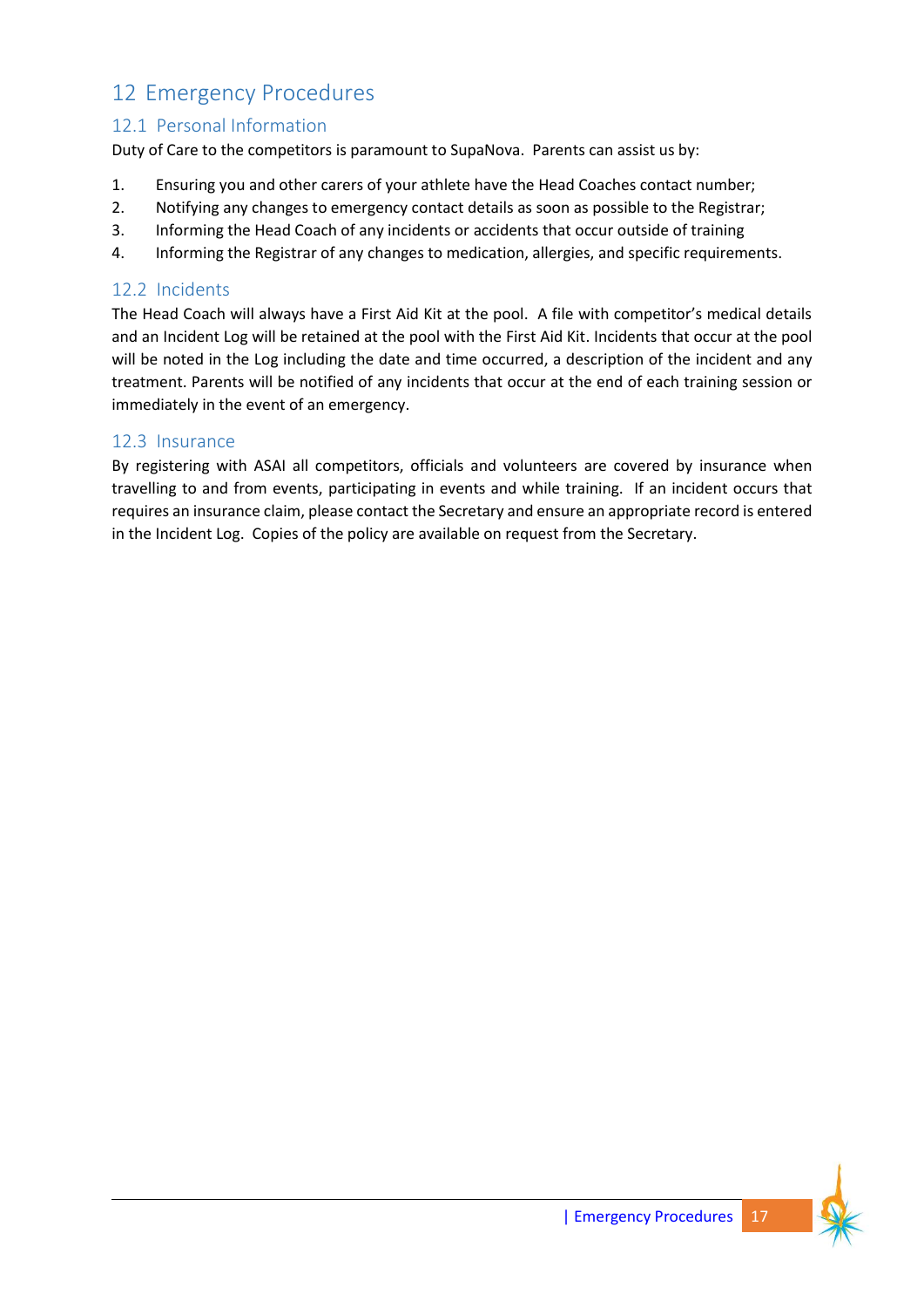# 12 Emergency Procedures

## 12.1 Personal Information

Duty of Care to the competitors is paramount to SupaNova. Parents can assist us by:

1. Ensuring you and other carers of your athlete have the Head Coaches contact number;
2. Notifying any changes to emergency contact details as soon as possible to the Registrar;
3. Informing the Head Coach of any incidents or accidents that occur outside of training
4. Informing the Registrar of any changes to medication, allergies, and specific requirements.

## 12.2 Incidents

The Head Coach will always have a First Aid Kit at the pool. A file with competitor's medical details and an Incident Log will be retained at the pool with the First Aid Kit. Incidents that occur at the pool will be noted in the Log including the date and time occurred, a description of the incident and any treatment. Parents will be notified of any incidents that occur at the end of each training session or immediately in the event of an emergency.

## 12.3 Insurance

By registering with ASAI all competitors, officials and volunteers are covered by insurance when travelling to and from events, participating in events and while training. If an incident occurs that requires an insurance claim, please contact the Secretary and ensure an appropriate record is entered in the Incident Log. Copies of the policy are available on request from the Secretary.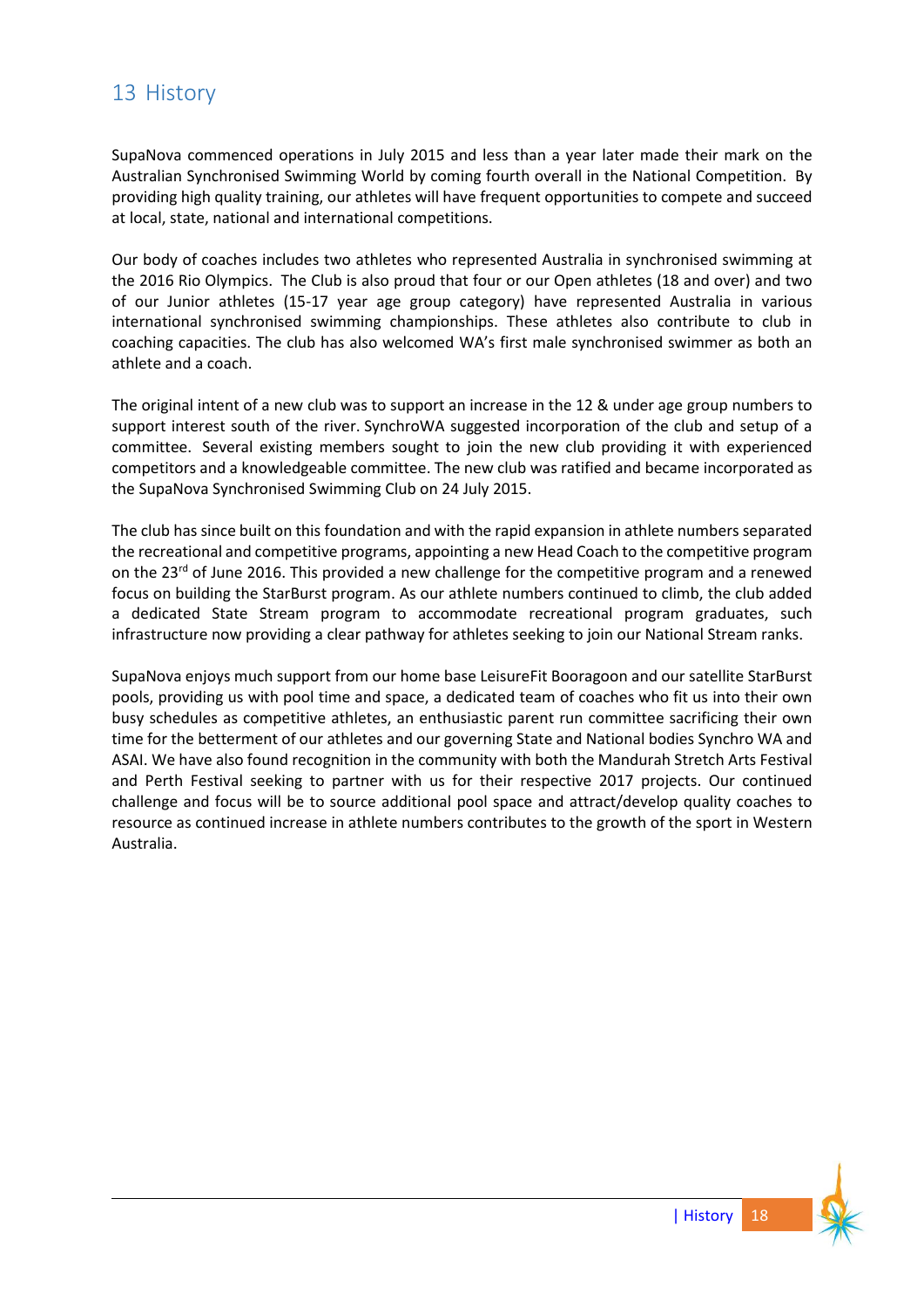# 13 History

SupaNova commenced operations in July 2015 and less than a year later made their mark on the Australian Synchronised Swimming World by coming fourth overall in the National Competition. By providing high quality training, our athletes will have frequent opportunities to compete and succeed at local, state, national and international competitions.

Our body of coaches includes two athletes who represented Australia in synchronised swimming at the 2016 Rio Olympics. The Club is also proud that four or our Open athletes (18 and over) and two of our Junior athletes (15-17 year age group category) have represented Australia in various international synchronised swimming championships. These athletes also contribute to club in coaching capacities. The club has also welcomed WA's first male synchronised swimmer as both an athlete and a coach.

The original intent of a new club was to support an increase in the 12 & under age group numbers to support interest south of the river. SynchroWA suggested incorporation of the club and setup of a committee. Several existing members sought to join the new club providing it with experienced competitors and a knowledgeable committee. The new club was ratified and became incorporated as the SupaNova Synchronised Swimming Club on 24 July 2015.

The club has since built on this foundation and with the rapid expansion in athlete numbers separated the recreational and competitive programs, appointing a new Head Coach to the competitive program on the 23rd of June 2016. This provided a new challenge for the competitive program and a renewed focus on building the StarBurst program. As our athlete numbers continued to climb, the club added a dedicated State Stream program to accommodate recreational program graduates, such infrastructure now providing a clear pathway for athletes seeking to join our National Stream ranks.

SupaNova enjoys much support from our home base LeisureFit Booragoon and our satellite StarBurst pools, providing us with pool time and space, a dedicated team of coaches who fit us into their own busy schedules as competitive athletes, an enthusiastic parent run committee sacrificing their own time for the betterment of our athletes and our governing State and National bodies Synchro WA and ASAI. We have also found recognition in the community with both the Mandurah Stretch Arts Festival and Perth Festival seeking to partner with us for their respective 2017 projects. Our continued challenge and focus will be to source additional pool space and attract/develop quality coaches to resource as continued increase in athlete numbers contributes to the growth of the sport in Western Australia.